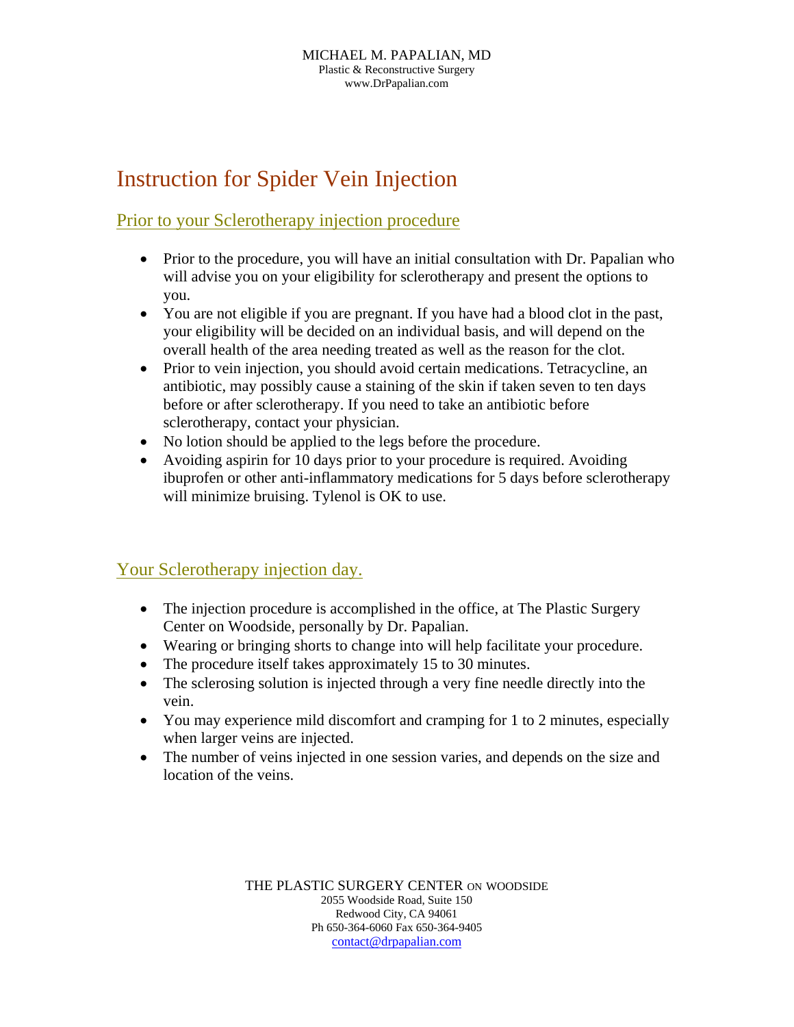MICHAEL M. PAPALIAN, MD
Plastic & Reconstructive Surgery
www.DrPapalian.com

# Instruction for Spider Vein Injection

## Prior to your Sclerotherapy injection procedure

- Prior to the procedure, you will have an initial consultation with Dr. Papalian who will advise you on your eligibility for sclerotherapy and present the options to you.
- You are not eligible if you are pregnant. If you have had a blood clot in the past, your eligibility will be decided on an individual basis, and will depend on the overall health of the area needing treated as well as the reason for the clot.
- Prior to vein injection, you should avoid certain medications. Tetracycline, an antibiotic, may possibly cause a staining of the skin if taken seven to ten days before or after sclerotherapy. If you need to take an antibiotic before sclerotherapy, contact your physician.
- No lotion should be applied to the legs before the procedure.
- Avoiding aspirin for 10 days prior to your procedure is required. Avoiding ibuprofen or other anti-inflammatory medications for 5 days before sclerotherapy will minimize bruising. Tylenol is OK to use.

## Your Sclerotherapy injection day.

- The injection procedure is accomplished in the office, at The Plastic Surgery Center on Woodside, personally by Dr. Papalian.
- Wearing or bringing shorts to change into will help facilitate your procedure.
- The procedure itself takes approximately 15 to 30 minutes.
- The sclerosing solution is injected through a very fine needle directly into the vein.
- You may experience mild discomfort and cramping for 1 to 2 minutes, especially when larger veins are injected.
- The number of veins injected in one session varies, and depends on the size and location of the veins.

THE PLASTIC SURGERY CENTER ON WOODSIDE
2055 Woodside Road, Suite 150
Redwood City, CA 94061
Ph 650-364-6060 Fax 650-364-9405
contact@drpapalian.com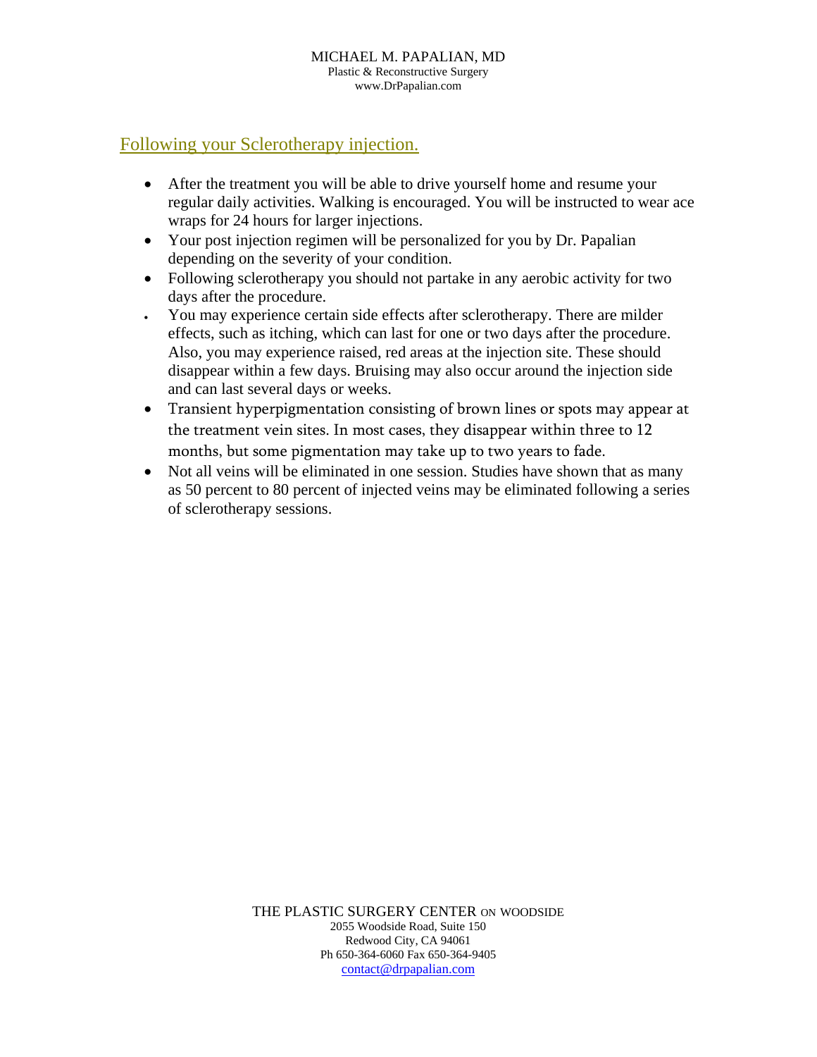MICHAEL M. PAPALIAN, MD
Plastic & Reconstructive Surgery
www.DrPapalian.com

## Following your Sclerotherapy injection.

- After the treatment you will be able to drive yourself home and resume your regular daily activities. Walking is encouraged. You will be instructed to wear ace wraps for 24 hours for larger injections.
- Your post injection regimen will be personalized for you by Dr. Papalian depending on the severity of your condition.
- Following sclerotherapy you should not partake in any aerobic activity for two days after the procedure.
- You may experience certain side effects after sclerotherapy. There are milder effects, such as itching, which can last for one or two days after the procedure. Also, you may experience raised, red areas at the injection site. These should disappear within a few days. Bruising may also occur around the injection side and can last several days or weeks.
- Transient hyperpigmentation consisting of brown lines or spots may appear at the treatment vein sites. In most cases, they disappear within three to 12 months, but some pigmentation may take up to two years to fade.
- Not all veins will be eliminated in one session. Studies have shown that as many as 50 percent to 80 percent of injected veins may be eliminated following a series of sclerotherapy sessions.

THE PLASTIC SURGERY CENTER ON WOODSIDE
2055 Woodside Road, Suite 150
Redwood City, CA 94061
Ph 650-364-6060 Fax 650-364-9405
contact@drpapalian.com